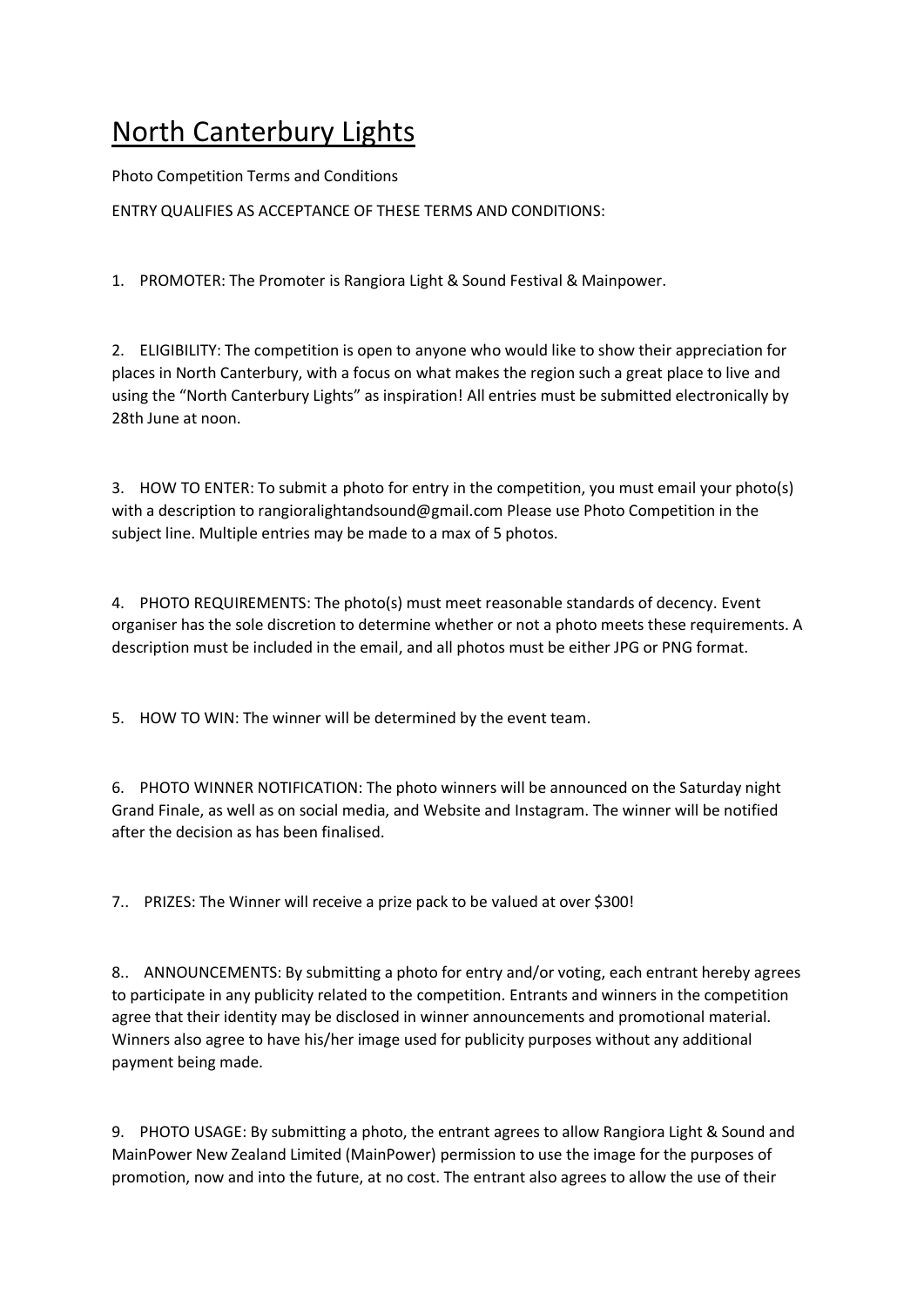# North Canterbury Lights

Photo Competition Terms and Conditions

ENTRY QUALIFIES AS ACCEPTANCE OF THESE TERMS AND CONDITIONS:

1. PROMOTER: The Promoter is Rangiora Light & Sound Festival & Mainpower.

2. ELIGIBILITY: The competition is open to anyone who would like to show their appreciation for places in North Canterbury, with a focus on what makes the region such a great place to live and using the "North Canterbury Lights" as inspiration! All entries must be submitted electronically by 28th June at noon.

3. HOW TO ENTER: To submit a photo for entry in the competition, you must email your photo(s) with a description to rangioralightandsound@gmail.com Please use Photo Competition in the subject line. Multiple entries may be made to a max of 5 photos.

4. PHOTO REQUIREMENTS: The photo(s) must meet reasonable standards of decency. Event organiser has the sole discretion to determine whether or not a photo meets these requirements. A description must be included in the email, and all photos must be either JPG or PNG format.

5. HOW TO WIN: The winner will be determined by the event team.

6. PHOTO WINNER NOTIFICATION: The photo winners will be announced on the Saturday night Grand Finale, as well as on social media, and Website and Instagram. The winner will be notified after the decision as has been finalised.

7.. PRIZES: The Winner will receive a prize pack to be valued at over $300!

8.. ANNOUNCEMENTS: By submitting a photo for entry and/or voting, each entrant hereby agrees to participate in any publicity related to the competition. Entrants and winners in the competition agree that their identity may be disclosed in winner announcements and promotional material. Winners also agree to have his/her image used for publicity purposes without any additional payment being made.

9. PHOTO USAGE: By submitting a photo, the entrant agrees to allow Rangiora Light & Sound and MainPower New Zealand Limited (MainPower) permission to use the image for the purposes of promotion, now and into the future, at no cost. The entrant also agrees to allow the use of their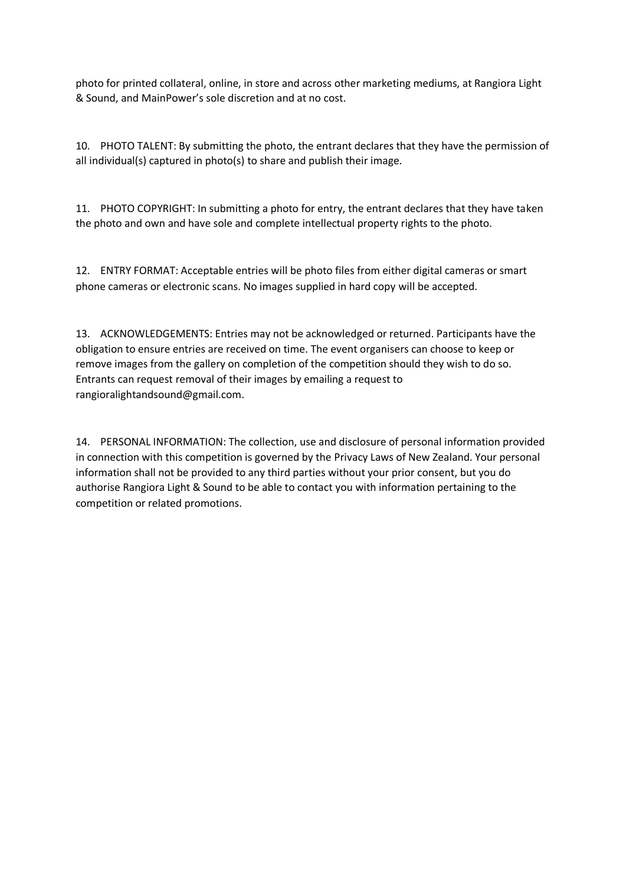photo for printed collateral, online, in store and across other marketing mediums, at Rangiora Light & Sound, and MainPower's sole discretion and at no cost.

10. PHOTO TALENT: By submitting the photo, the entrant declares that they have the permission of all individual(s) captured in photo(s) to share and publish their image.

11. PHOTO COPYRIGHT: In submitting a photo for entry, the entrant declares that they have taken the photo and own and have sole and complete intellectual property rights to the photo.

12. ENTRY FORMAT: Acceptable entries will be photo files from either digital cameras or smart phone cameras or electronic scans. No images supplied in hard copy will be accepted.

13. ACKNOWLEDGEMENTS: Entries may not be acknowledged or returned. Participants have the obligation to ensure entries are received on time. The event organisers can choose to keep or remove images from the gallery on completion of the competition should they wish to do so. Entrants can request removal of their images by emailing a request to rangioralightandsound@gmail.com.

14. PERSONAL INFORMATION: The collection, use and disclosure of personal information provided in connection with this competition is governed by the Privacy Laws of New Zealand. Your personal information shall not be provided to any third parties without your prior consent, but you do authorise Rangiora Light & Sound to be able to contact you with information pertaining to the competition or related promotions.